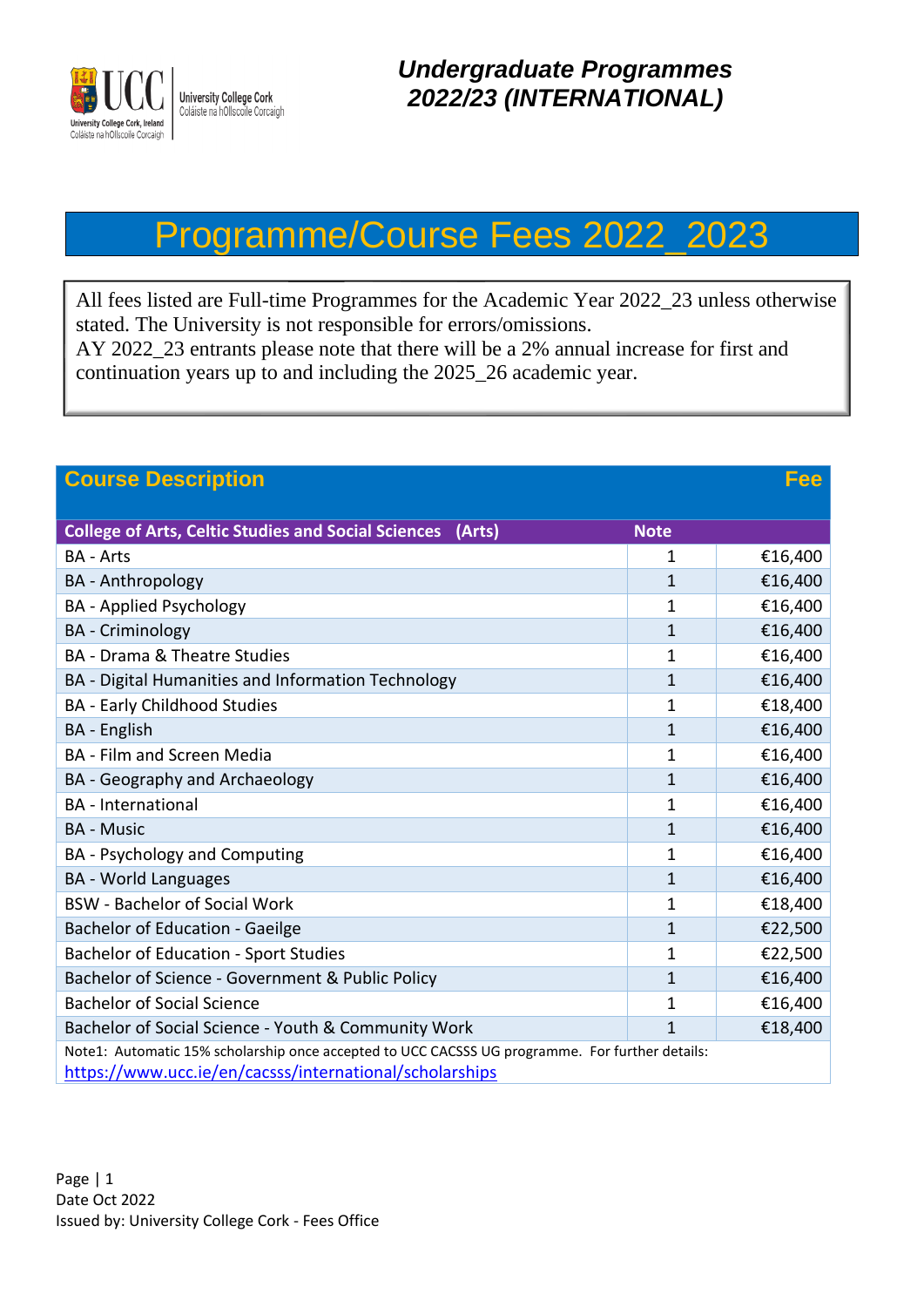# Undergraduate Programmes 2022/23 (INTERNATIONAL)

## Programme/Course Fees 2022_2023

All fees listed are Full-time Programmes for the Academic Year 2022_23 unless otherwise stated. The University is not responsible for errors/omissions.
AY 2022_23 entrants please note that there will be a 2% annual increase for first and continuation years up to and including the 2025_26 academic year.

| Course Description | | Fee |
|---|---|---|
| **College of Arts, Celtic Studies and Social Sciences (Arts)** | **Note** | |
| BA - Arts | 1 | €16,400 |
| BA - Anthropology | 1 | €16,400 |
| BA - Applied Psychology | 1 | €16,400 |
| BA - Criminology | 1 | €16,400 |
| BA - Drama & Theatre Studies | 1 | €16,400 |
| BA - Digital Humanities and Information Technology | 1 | €16,400 |
| BA - Early Childhood Studies | 1 | €18,400 |
| BA - English | 1 | €16,400 |
| BA - Film and Screen Media | 1 | €16,400 |
| BA - Geography and Archaeology | 1 | €16,400 |
| BA - International | 1 | €16,400 |
| BA - Music | 1 | €16,400 |
| BA - Psychology and Computing | 1 | €16,400 |
| BA - World Languages | 1 | €16,400 |
| BSW - Bachelor of Social Work | 1 | €18,400 |
| Bachelor of Education - Gaeilge | 1 | €22,500 |
| Bachelor of Education - Sport Studies | 1 | €22,500 |
| Bachelor of Science - Government & Public Policy | 1 | €16,400 |
| Bachelor of Social Science | 1 | €16,400 |
| Bachelor of Social Science - Youth & Community Work | 1 | €18,400 |

Note1: Automatic 15% scholarship once accepted to UCC CACSSS UG programme. For further details: https://www.ucc.ie/en/cacsss/international/scholarships

Date Oct 2022
Issued by: University College Cork - Fees Office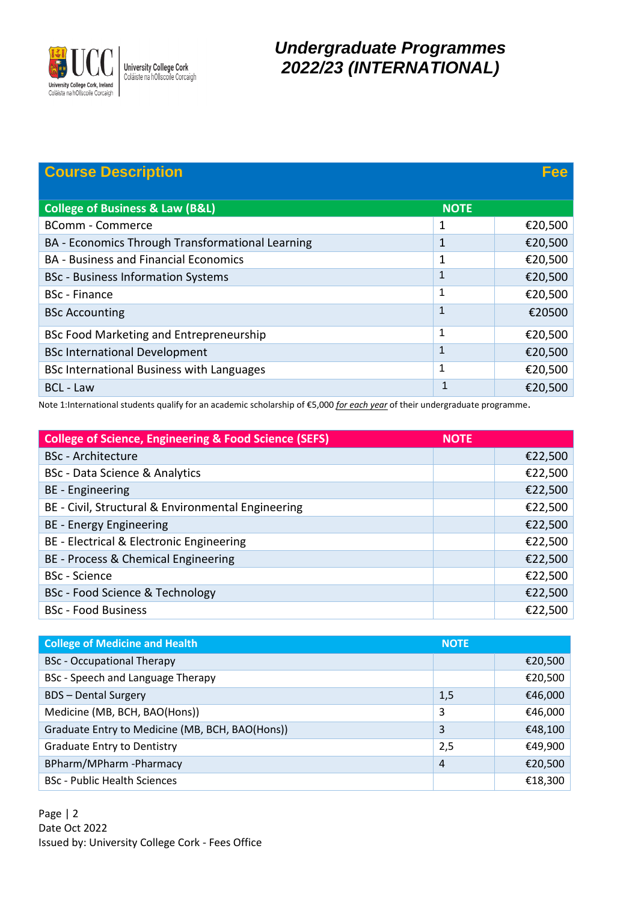# Undergraduate Programmes 2022/23 (INTERNATIONAL)

| Course Description | | Fee |
|---|---|---|
| **College of Business & Law (B&L)** | **NOTE** | |
| BComm - Commerce | 1 | €20,500 |
| BA - Economics Through Transformational Learning | 1 | €20,500 |
| BA - Business and Financial Economics | 1 | €20,500 |
| BSc - Business Information Systems | 1 | €20,500 |
| BSc - Finance | 1 | €20,500 |
| BSc Accounting | 1 | €20500 |
| BSc Food Marketing and Entrepreneurship | 1 | €20,500 |
| BSc International Development | 1 | €20,500 |
| BSc International Business with Languages | 1 | €20,500 |
| BCL - Law | 1 | €20,500 |

Note 1:International students qualify for an academic scholarship of €5,000 *for each year* of their undergraduate programme.

| College of Science, Engineering & Food Science (SEFS) | NOTE | |
|---|---|---|
| BSc - Architecture | | €22,500 |
| BSc - Data Science & Analytics | | €22,500 |
| BE - Engineering | | €22,500 |
| BE - Civil, Structural & Environmental Engineering | | €22,500 |
| BE - Energy Engineering | | €22,500 |
| BE - Electrical & Electronic Engineering | | €22,500 |
| BE - Process & Chemical Engineering | | €22,500 |
| BSc - Science | | €22,500 |
| BSc - Food Science & Technology | | €22,500 |
| BSc - Food Business | | €22,500 |

| College of Medicine and Health | NOTE | |
|---|---|---|
| BSc - Occupational Therapy | | €20,500 |
| BSc - Speech and Language Therapy | | €20,500 |
| BDS – Dental Surgery | 1,5 | €46,000 |
| Medicine (MB, BCH, BAO(Hons)) | 3 | €46,000 |
| Graduate Entry to Medicine (MB, BCH, BAO(Hons)) | 3 | €48,100 |
| Graduate Entry to Dentistry | 2,5 | €49,900 |
| BPharm/MPharm -Pharmacy | 4 | €20,500 |
| BSc - Public Health Sciences | | €18,300 |

Date Oct 2022
Issued by: University College Cork - Fees Office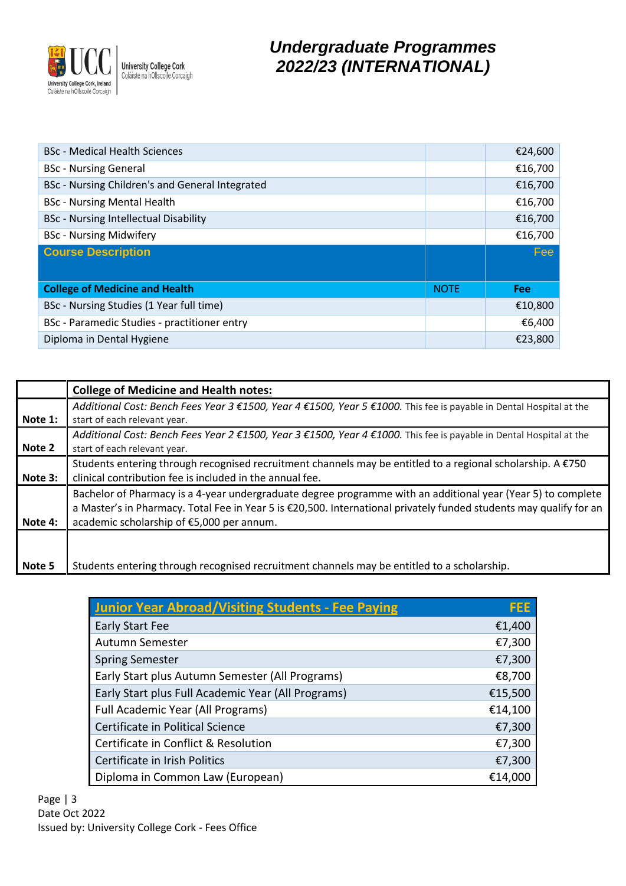# Undergraduate Programmes 2022/23 (INTERNATIONAL)

| | | |
|---|---|---|
| BSc - Medical Health Sciences | | €24,600 |
| BSc - Nursing General | | €16,700 |
| BSc - Nursing Children's and General Integrated | | €16,700 |
| BSc - Nursing Mental Health | | €16,700 |
| BSc - Nursing Intellectual Disability | | €16,700 |
| BSc - Nursing Midwifery | | €16,700 |
| **Course Description** | | **Fee** |
| **College of Medicine and Health** | NOTE | **Fee** |
| BSc - Nursing Studies (1 Year full time) | | €10,800 |
| BSc - Paramedic Studies - practitioner entry | | €6,400 |
| Diploma in Dental Hygiene | | €23,800 |

| | **College of Medicine and Health notes:** |
|---|---|
| **Note 1:** | *Additional Cost: Bench Fees Year 3 €1500, Year 4 €1500, Year 5 €1000.* This fee is payable in Dental Hospital at the start of each relevant year. |
| **Note 2** | *Additional Cost: Bench Fees Year 2 €1500, Year 3 €1500, Year 4 €1000.* This fee is payable in Dental Hospital at the start of each relevant year. |
| **Note 3:** | Students entering through recognised recruitment channels may be entitled to a regional scholarship. A €750 clinical contribution fee is included in the annual fee. |
| **Note 4:** | Bachelor of Pharmacy is a 4-year undergraduate degree programme with an additional year (Year 5) to complete a Master's in Pharmacy. Total Fee in Year 5 is €20,500. International privately funded students may qualify for an academic scholarship of €5,000 per annum. |
| **Note 5** | Students entering through recognised recruitment channels may be entitled to a scholarship. |

| Junior Year Abroad/Visiting Students - Fee Paying | FEE |
|---|---|
| Early Start Fee | €1,400 |
| Autumn Semester | €7,300 |
| Spring Semester | €7,300 |
| Early Start plus Autumn Semester (All Programs) | €8,700 |
| Early Start plus Full Academic Year (All Programs) | €15,500 |
| Full Academic Year (All Programs) | €14,100 |
| Certificate in Political Science | €7,300 |
| Certificate in Conflict & Resolution | €7,300 |
| Certificate in Irish Politics | €7,300 |
| Diploma in Common Law (European) | €14,000 |

Date Oct 2022
Issued by: University College Cork - Fees Office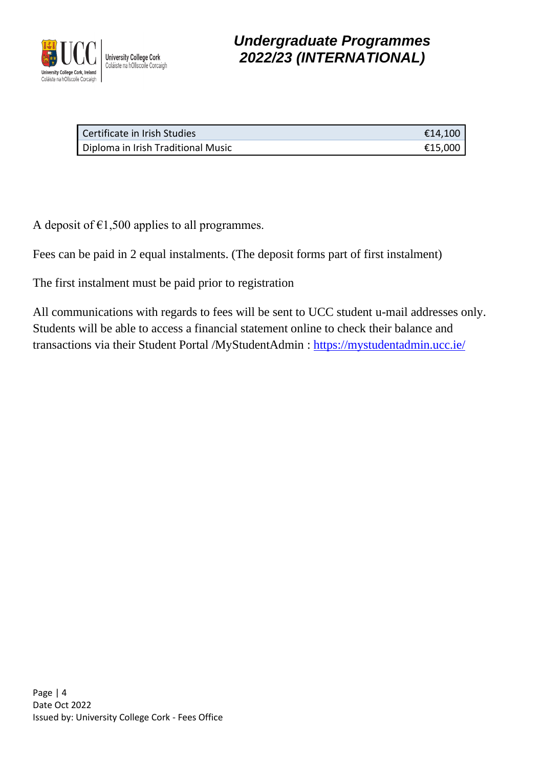| | |
|---|---|
| Certificate in Irish Studies | €14,100 |
| Diploma in Irish Traditional Music | €15,000 |

A deposit of €1,500 applies to all programmes.

Fees can be paid in 2 equal instalments. (The deposit forms part of first instalment)

The first instalment must be paid prior to registration

All communications with regards to fees will be sent to UCC student u-mail addresses only. Students will be able to access a financial statement online to check their balance and transactions via their Student Portal /MyStudentAdmin : https://mystudentadmin.ucc.ie/